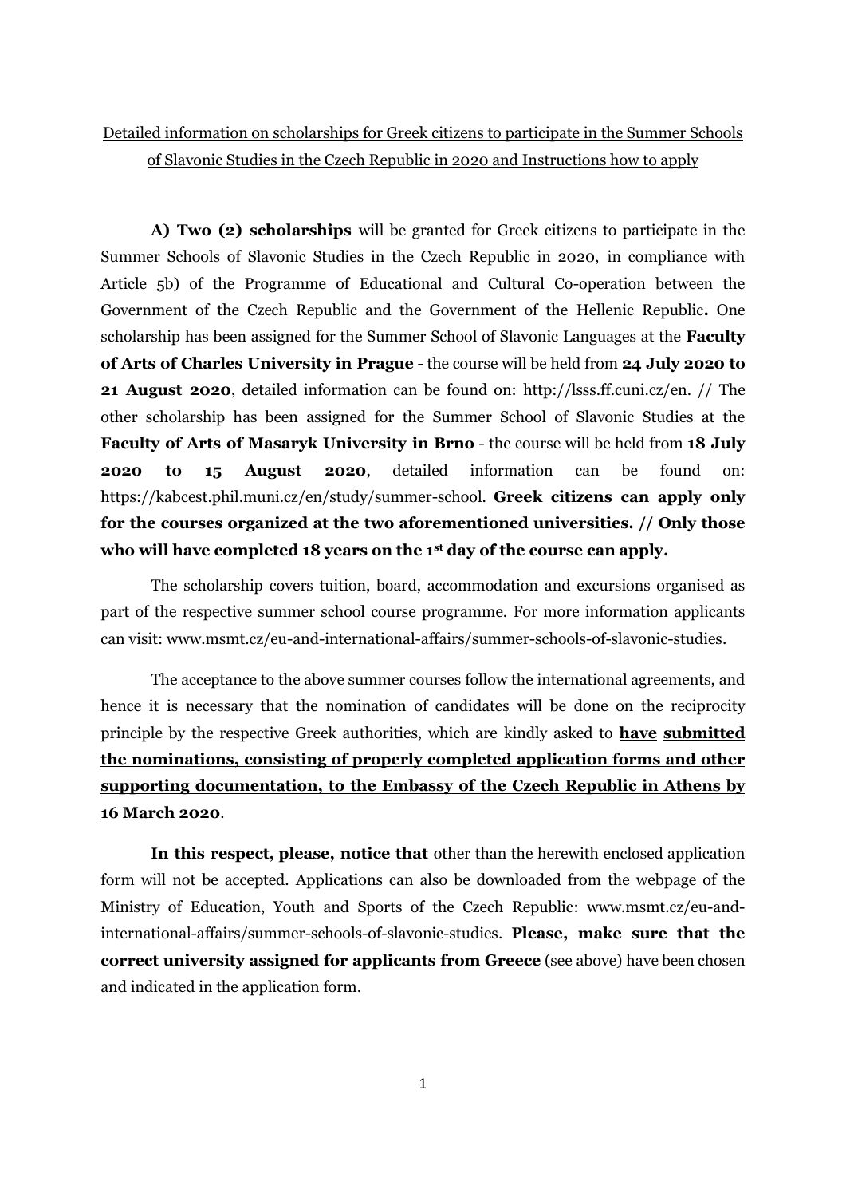<u>Detailed information on scholarships for Greek citizens to participate in the Summer Schools of Slavonic Studies in the Czech Republic in 2020 and Instructions how to apply</u>

**A) Two (2) scholarships** will be granted for Greek citizens to participate in the Summer Schools of Slavonic Studies in the Czech Republic in 2020, in compliance with Article 5b) of the Programme of Educational and Cultural Co-operation between the Government of the Czech Republic and the Government of the Hellenic Republic**.** One scholarship has been assigned for the Summer School of Slavonic Languages at the **Faculty of Arts of Charles University in Prague** - the course will be held from **24 July 2020 to 21 August 2020**, detailed information can be found on: http://lsss.ff.cuni.cz/en. // The other scholarship has been assigned for the Summer School of Slavonic Studies at the **Faculty of Arts of Masaryk University in Brno** - the course will be held from **18 July 2020 to 15 August 2020**, detailed information can be found on: https://kabcest.phil.muni.cz/en/study/summer-school. **Greek citizens can apply only for the courses organized at the two aforementioned universities. // Only those who will have completed 18 years on the 1st day of the course can apply.**

The scholarship covers tuition, board, accommodation and excursions organised as part of the respective summer school course programme. For more information applicants can visit: www.msmt.cz/eu-and-international-affairs/summer-schools-of-slavonic-studies.

The acceptance to the above summer courses follow the international agreements, and hence it is necessary that the nomination of candidates will be done on the reciprocity principle by the respective Greek authorities, which are kindly asked to **<u>have submitted the nominations, consisting of properly completed application forms and other supporting documentation, to the Embassy of the Czech Republic in Athens by 16 March 2020</u>**.

**In this respect, please, notice that** other than the herewith enclosed application form will not be accepted. Applications can also be downloaded from the webpage of the Ministry of Education, Youth and Sports of the Czech Republic: www.msmt.cz/eu-and-international-affairs/summer-schools-of-slavonic-studies. **Please, make sure that the correct university assigned for applicants from Greece** (see above) have been chosen and indicated in the application form.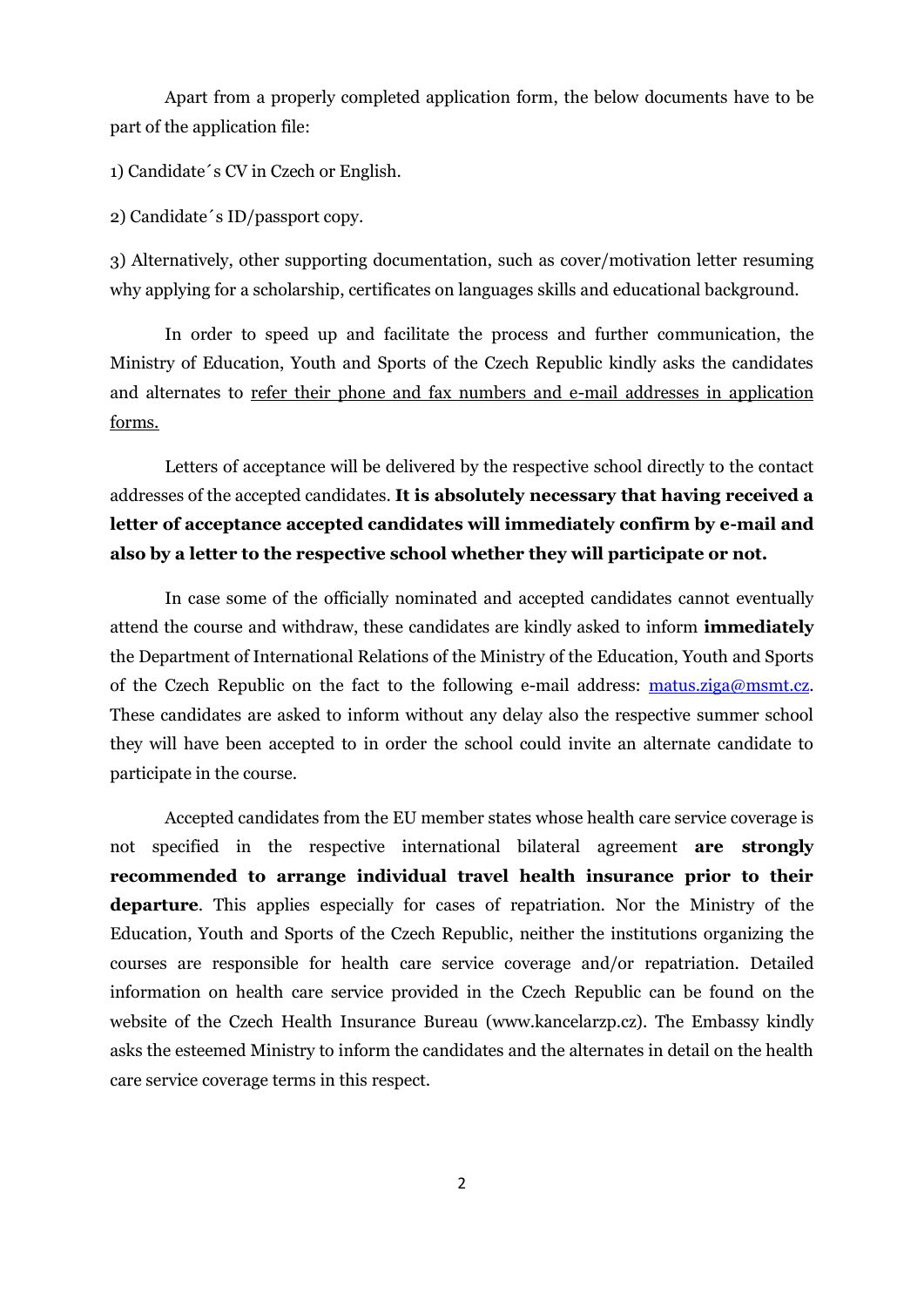Apart from a properly completed application form, the below documents have to be part of the application file:

1) Candidate´s CV in Czech or English.

2) Candidate´s ID/passport copy.

3) Alternatively, other supporting documentation, such as cover/motivation letter resuming why applying for a scholarship, certificates on languages skills and educational background.

In order to speed up and facilitate the process and further communication, the Ministry of Education, Youth and Sports of the Czech Republic kindly asks the candidates and alternates to <u>refer their phone and fax numbers and e-mail addresses in application forms.</u>

Letters of acceptance will be delivered by the respective school directly to the contact addresses of the accepted candidates. **It is absolutely necessary that having received a letter of acceptance accepted candidates will immediately confirm by e-mail and also by a letter to the respective school whether they will participate or not.**

In case some of the officially nominated and accepted candidates cannot eventually attend the course and withdraw, these candidates are kindly asked to inform **immediately** the Department of International Relations of the Ministry of the Education, Youth and Sports of the Czech Republic on the fact to the following e-mail address: [matus.ziga@msmt.cz](mailto:matus.ziga@msmt.cz). These candidates are asked to inform without any delay also the respective summer school they will have been accepted to in order the school could invite an alternate candidate to participate in the course.

Accepted candidates from the EU member states whose health care service coverage is not specified in the respective international bilateral agreement **are strongly recommended to arrange individual travel health insurance prior to their departure**. This applies especially for cases of repatriation. Nor the Ministry of the Education, Youth and Sports of the Czech Republic, neither the institutions organizing the courses are responsible for health care service coverage and/or repatriation. Detailed information on health care service provided in the Czech Republic can be found on the website of the Czech Health Insurance Bureau (www.kancelarzp.cz). The Embassy kindly asks the esteemed Ministry to inform the candidates and the alternates in detail on the health care service coverage terms in this respect.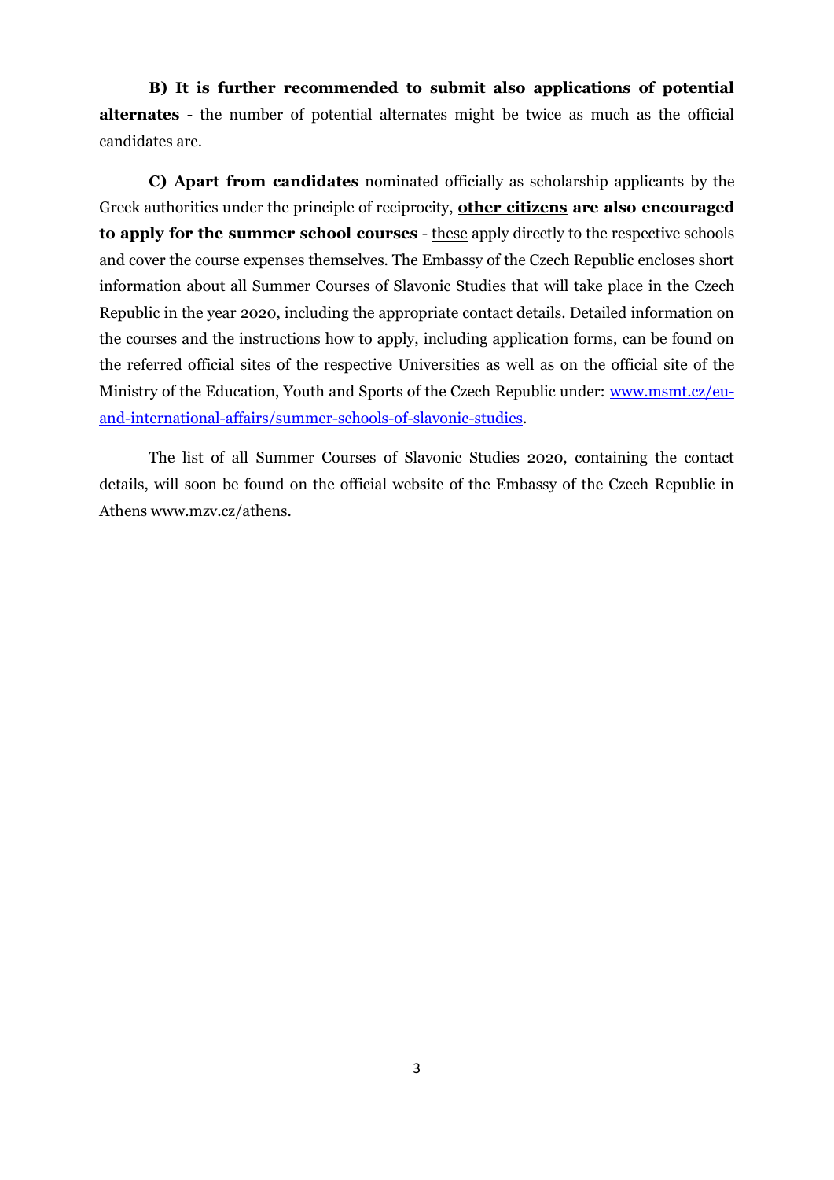**B) It is further recommended to submit also applications of potential alternates** - the number of potential alternates might be twice as much as the official candidates are.

**C) Apart from candidates** nominated officially as scholarship applicants by the Greek authorities under the principle of reciprocity, **other citizens are also encouraged to apply for the summer school courses** - these apply directly to the respective schools and cover the course expenses themselves. The Embassy of the Czech Republic encloses short information about all Summer Courses of Slavonic Studies that will take place in the Czech Republic in the year 2020, including the appropriate contact details. Detailed information on the courses and the instructions how to apply, including application forms, can be found on the referred official sites of the respective Universities as well as on the official site of the Ministry of the Education, Youth and Sports of the Czech Republic under: [www.msmt.cz/eu-and-international-affairs/summer-schools-of-slavonic-studies](www.msmt.cz/eu-and-international-affairs/summer-schools-of-slavonic-studies).

The list of all Summer Courses of Slavonic Studies 2020, containing the contact details, will soon be found on the official website of the Embassy of the Czech Republic in Athens www.mzv.cz/athens.